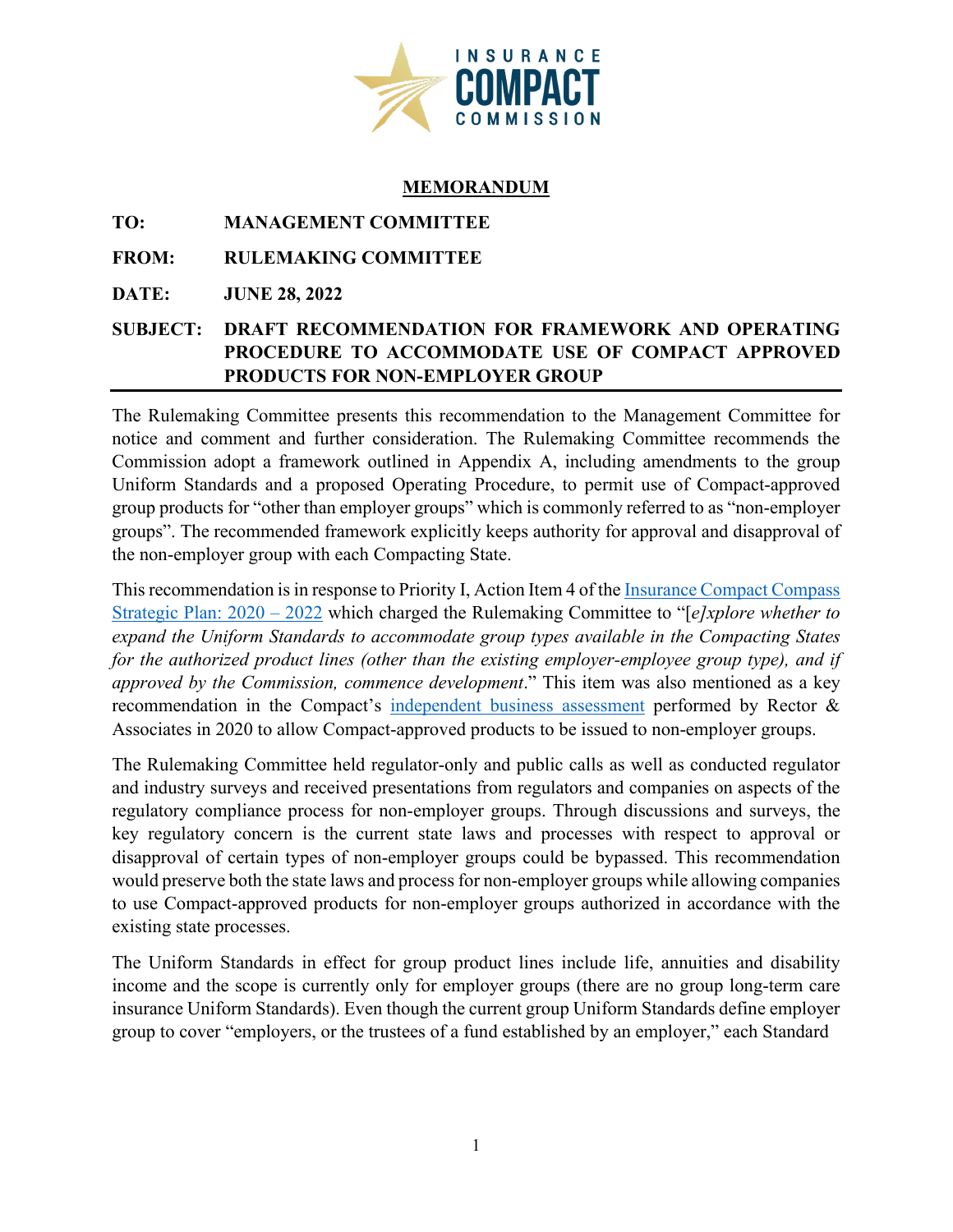# MEMORANDUM

**TO:** MANAGEMENT COMMITTEE

**FROM:** RULEMAKING COMMITTEE

**DATE:** JUNE 28, 2022

**SUBJECT:** DRAFT RECOMMENDATION FOR FRAMEWORK AND OPERATING PROCEDURE TO ACCOMMODATE USE OF COMPACT APPROVED PRODUCTS FOR NON-EMPLOYER GROUP

---

The Rulemaking Committee presents this recommendation to the Management Committee for notice and comment and further consideration. The Rulemaking Committee recommends the Commission adopt a framework outlined in Appendix A, including amendments to the group Uniform Standards and a proposed Operating Procedure, to permit use of Compact-approved group products for "other than employer groups" which is commonly referred to as "non-employer groups". The recommended framework explicitly keeps authority for approval and disapproval of the non-employer group with each Compacting State.

This recommendation is in response to Priority I, Action Item 4 of the Insurance Compact Compass Strategic Plan: 2020 – 2022 which charged the Rulemaking Committee to "[*e*]*xplore whether to expand the Uniform Standards to accommodate group types available in the Compacting States for the authorized product lines (other than the existing employer-employee group type), and if approved by the Commission, commence development*." This item was also mentioned as a key recommendation in the Compact's independent business assessment performed by Rector & Associates in 2020 to allow Compact-approved products to be issued to non-employer groups.

The Rulemaking Committee held regulator-only and public calls as well as conducted regulator and industry surveys and received presentations from regulators and companies on aspects of the regulatory compliance process for non-employer groups. Through discussions and surveys, the key regulatory concern is the current state laws and processes with respect to approval or disapproval of certain types of non-employer groups could be bypassed. This recommendation would preserve both the state laws and process for non-employer groups while allowing companies to use Compact-approved products for non-employer groups authorized in accordance with the existing state processes.

The Uniform Standards in effect for group product lines include life, annuities and disability income and the scope is currently only for employer groups (there are no group long-term care insurance Uniform Standards). Even though the current group Uniform Standards define employer group to cover "employers, or the trustees of a fund established by an employer," each Standard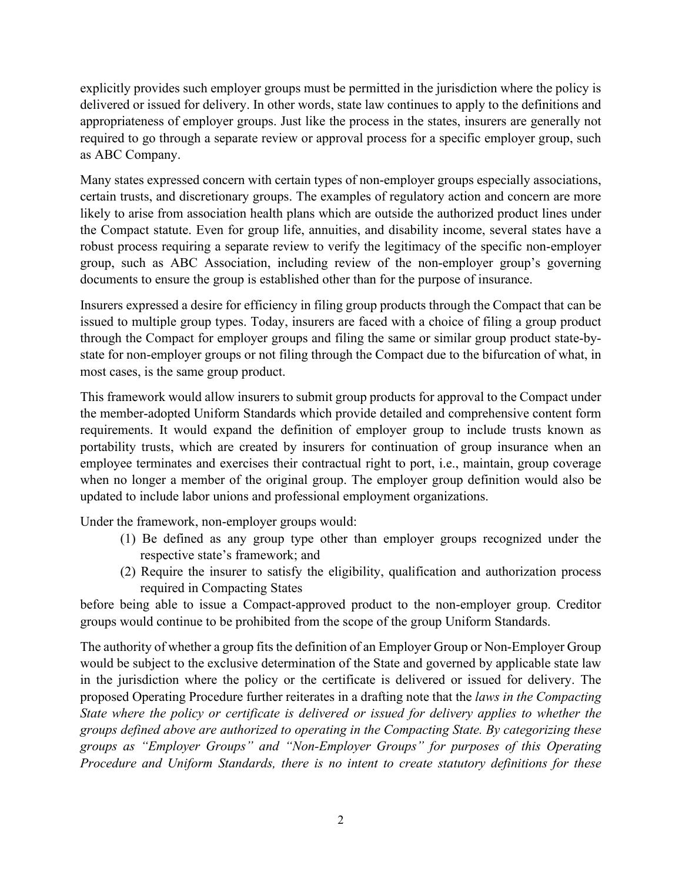explicitly provides such employer groups must be permitted in the jurisdiction where the policy is delivered or issued for delivery. In other words, state law continues to apply to the definitions and appropriateness of employer groups. Just like the process in the states, insurers are generally not required to go through a separate review or approval process for a specific employer group, such as ABC Company.

Many states expressed concern with certain types of non-employer groups especially associations, certain trusts, and discretionary groups. The examples of regulatory action and concern are more likely to arise from association health plans which are outside the authorized product lines under the Compact statute. Even for group life, annuities, and disability income, several states have a robust process requiring a separate review to verify the legitimacy of the specific non-employer group, such as ABC Association, including review of the non-employer group's governing documents to ensure the group is established other than for the purpose of insurance.

Insurers expressed a desire for efficiency in filing group products through the Compact that can be issued to multiple group types. Today, insurers are faced with a choice of filing a group product through the Compact for employer groups and filing the same or similar group product state-by-state for non-employer groups or not filing through the Compact due to the bifurcation of what, in most cases, is the same group product.

This framework would allow insurers to submit group products for approval to the Compact under the member-adopted Uniform Standards which provide detailed and comprehensive content form requirements. It would expand the definition of employer group to include trusts known as portability trusts, which are created by insurers for continuation of group insurance when an employee terminates and exercises their contractual right to port, i.e., maintain, group coverage when no longer a member of the original group. The employer group definition would also be updated to include labor unions and professional employment organizations.

Under the framework, non-employer groups would:

(1) Be defined as any group type other than employer groups recognized under the respective state's framework; and
(2) Require the insurer to satisfy the eligibility, qualification and authorization process required in Compacting States

before being able to issue a Compact-approved product to the non-employer group. Creditor groups would continue to be prohibited from the scope of the group Uniform Standards.

The authority of whether a group fits the definition of an Employer Group or Non-Employer Group would be subject to the exclusive determination of the State and governed by applicable state law in the jurisdiction where the policy or the certificate is delivered or issued for delivery. The proposed Operating Procedure further reiterates in a drafting note that the *laws in the Compacting State where the policy or certificate is delivered or issued for delivery applies to whether the groups defined above are authorized to operating in the Compacting State. By categorizing these groups as "Employer Groups" and "Non-Employer Groups" for purposes of this Operating Procedure and Uniform Standards, there is no intent to create statutory definitions for these*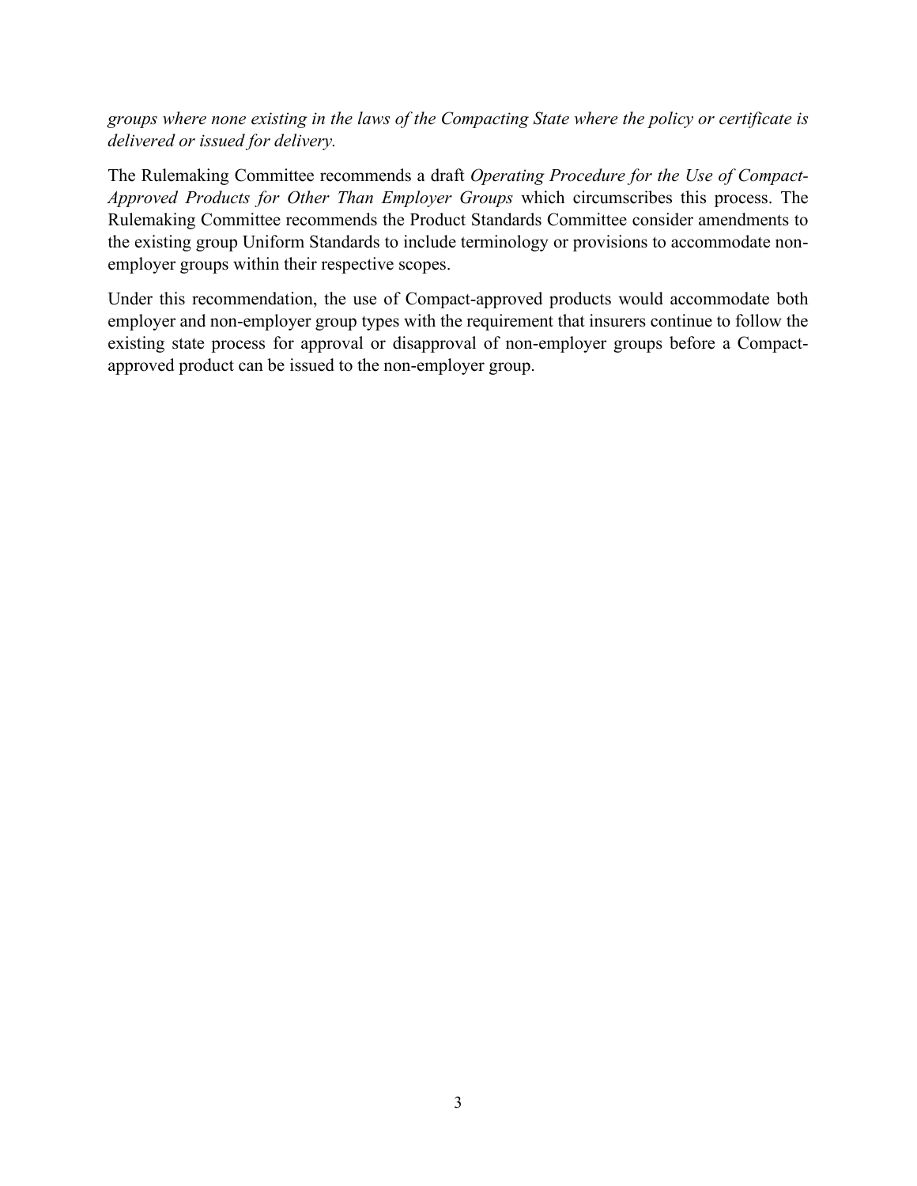*groups where none existing in the laws of the Compacting State where the policy or certificate is delivered or issued for delivery.*

The Rulemaking Committee recommends a draft *Operating Procedure for the Use of Compact-Approved Products for Other Than Employer Groups* which circumscribes this process. The Rulemaking Committee recommends the Product Standards Committee consider amendments to the existing group Uniform Standards to include terminology or provisions to accommodate non-employer groups within their respective scopes.

Under this recommendation, the use of Compact-approved products would accommodate both employer and non-employer group types with the requirement that insurers continue to follow the existing state process for approval or disapproval of non-employer groups before a Compact-approved product can be issued to the non-employer group.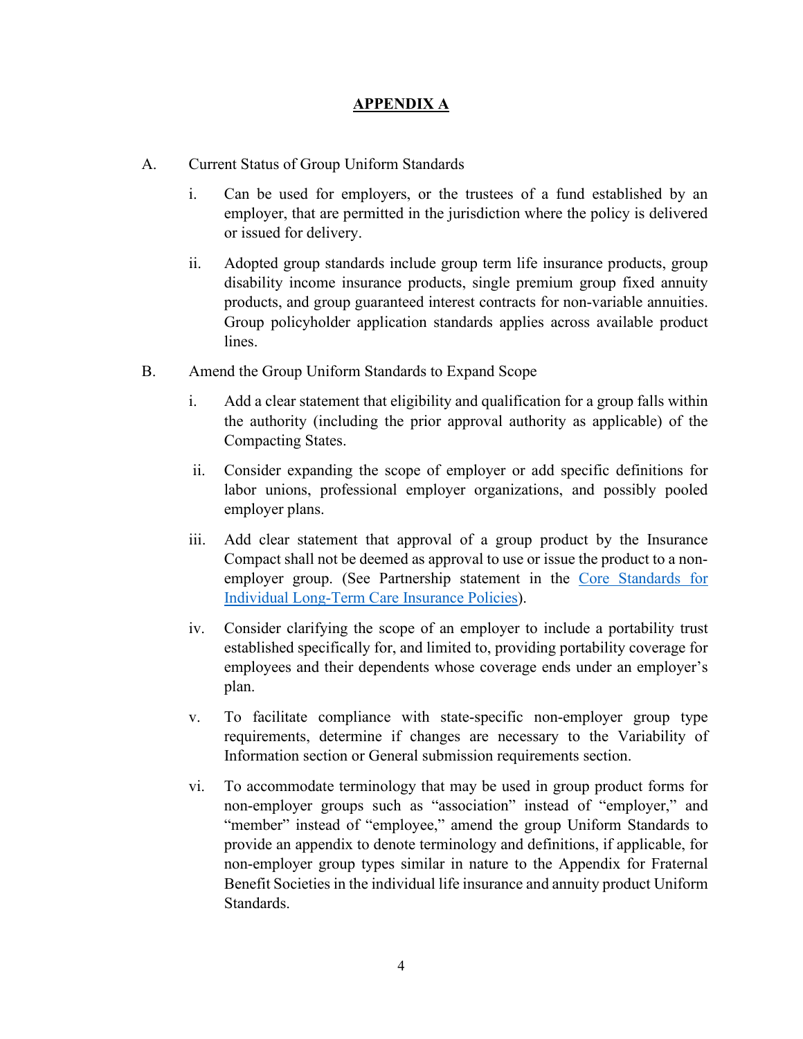## APPENDIX A

A. Current Status of Group Uniform Standards

   i. Can be used for employers, or the trustees of a fund established by an employer, that are permitted in the jurisdiction where the policy is delivered or issued for delivery.

   ii. Adopted group standards include group term life insurance products, group disability income insurance products, single premium group fixed annuity products, and group guaranteed interest contracts for non-variable annuities. Group policyholder application standards applies across available product lines.

B. Amend the Group Uniform Standards to Expand Scope

   i. Add a clear statement that eligibility and qualification for a group falls within the authority (including the prior approval authority as applicable) of the Compacting States.

   ii. Consider expanding the scope of employer or add specific definitions for labor unions, professional employer organizations, and possibly pooled employer plans.

   iii. Add clear statement that approval of a group product by the Insurance Compact shall not be deemed as approval to use or issue the product to a non-employer group. (See Partnership statement in the Core Standards for Individual Long-Term Care Insurance Policies).

   iv. Consider clarifying the scope of an employer to include a portability trust established specifically for, and limited to, providing portability coverage for employees and their dependents whose coverage ends under an employer's plan.

   v. To facilitate compliance with state-specific non-employer group type requirements, determine if changes are necessary to the Variability of Information section or General submission requirements section.

   vi. To accommodate terminology that may be used in group product forms for non-employer groups such as "association" instead of "employer," and "member" instead of "employee," amend the group Uniform Standards to provide an appendix to denote terminology and definitions, if applicable, for non-employer group types similar in nature to the Appendix for Fraternal Benefit Societies in the individual life insurance and annuity product Uniform Standards.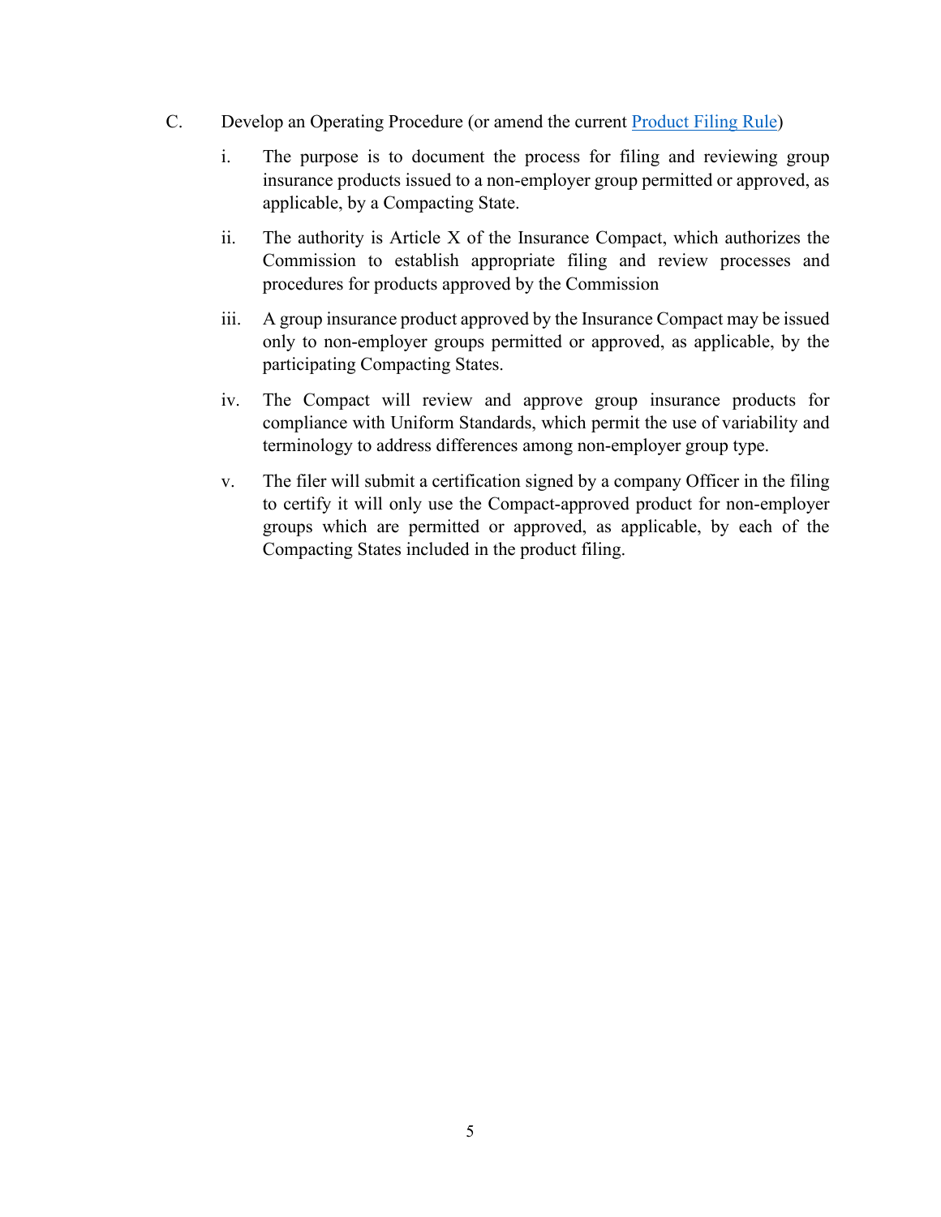C. Develop an Operating Procedure (or amend the current Product Filing Rule)

   i. The purpose is to document the process for filing and reviewing group insurance products issued to a non-employer group permitted or approved, as applicable, by a Compacting State.

   ii. The authority is Article X of the Insurance Compact, which authorizes the Commission to establish appropriate filing and review processes and procedures for products approved by the Commission

   iii. A group insurance product approved by the Insurance Compact may be issued only to non-employer groups permitted or approved, as applicable, by the participating Compacting States.

   iv. The Compact will review and approve group insurance products for compliance with Uniform Standards, which permit the use of variability and terminology to address differences among non-employer group type.

   v. The filer will submit a certification signed by a company Officer in the filing to certify it will only use the Compact-approved product for non-employer groups which are permitted or approved, as applicable, by each of the Compacting States included in the product filing.